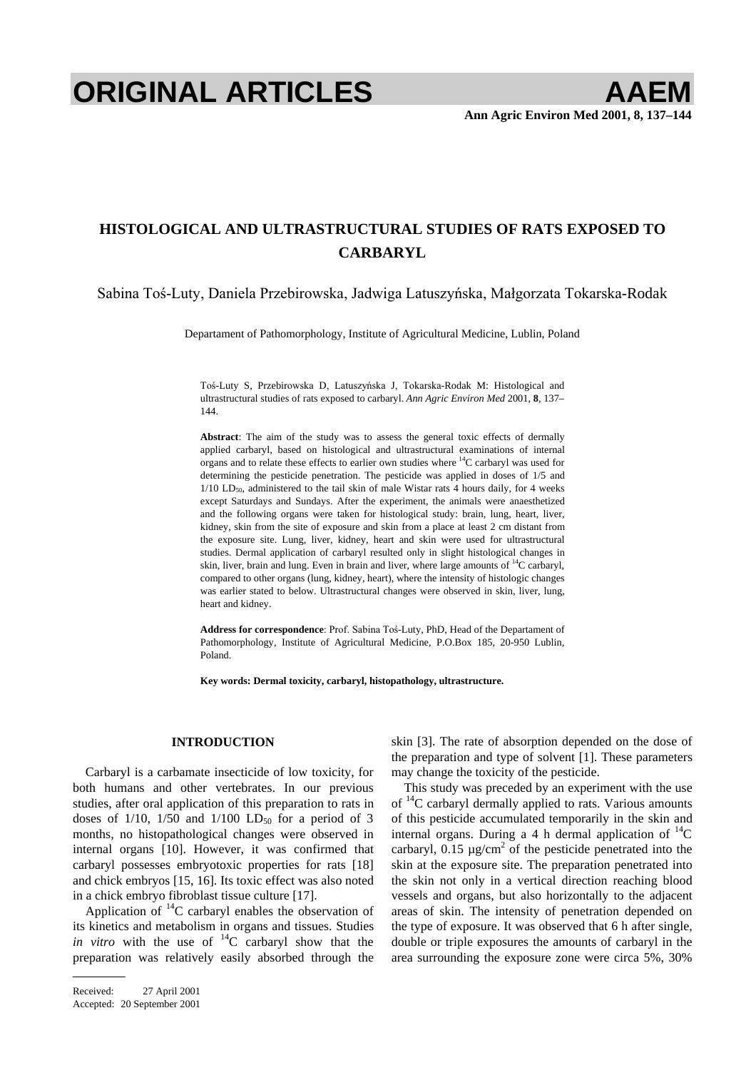# ORIGINAL ARTICLES

## HISTOLOGICAL AND ULTRASTRUCTURAL STUDIES OF RATS EXPOSED TO CARBARYL

Sabina Toś-Luty, Daniela Przebirowska, Jadwiga Latuszyńska, Małgorzata Tokarska-Rodak

Departament of Pathomorphology, Institute of Agricultural Medicine, Lublin, Poland

Toś-Luty S, Przebirowska D, Latuszyńska J, Tokarska-Rodak M: Histological and ultrastructural studies of rats exposed to carbaryl. *Ann Agric Environ Med* 2001, **8**, 137–144.

**Abstract**: The aim of the study was to assess the general toxic effects of dermally applied carbaryl, based on histological and ultrastructural examinations of internal organs and to relate these effects to earlier own studies where $^{14}C$ carbaryl was used for determining the pesticide penetration. The pesticide was applied in doses of 1/5 and 1/10 $LD_{50}$, administered to the tail skin of male Wistar rats 4 hours daily, for 4 weeks except Saturdays and Sundays. After the experiment, the animals were anaesthetized and the following organs were taken for histological study: brain, lung, heart, liver, kidney, skin from the site of exposure and skin from a place at least 2 cm distant from the exposure site. Lung, liver, kidney, heart and skin were used for ultrastructural studies. Dermal application of carbaryl resulted only in slight histological changes in skin, liver, brain and lung. Even in brain and liver, where large amounts of $^{14}C$ carbaryl, compared to other organs (lung, kidney, heart), where the intensity of histologic changes was earlier stated to below. Ultrastructural changes were observed in skin, liver, lung, heart and kidney.

**Address for correspondence**: Prof. Sabina Toś-Luty, PhD, Head of the Departament of Pathomorphology, Institute of Agricultural Medicine, P.O.Box 185, 20-950 Lublin, Poland.

**Key words: Dermal toxicity, carbaryl, histopathology, ultrastructure.**

### INTRODUCTION

Carbaryl is a carbamate insecticide of low toxicity, for both humans and other vertebrates. In our previous studies, after oral application of this preparation to rats in doses of 1/10, 1/50 and 1/100 $LD_{50}$ for a period of 3 months, no histopathological changes were observed in internal organs [10]. However, it was confirmed that carbaryl possesses embryotoxic properties for rats [18] and chick embryos [15, 16]. Its toxic effect was also noted in a chick embryo fibroblast tissue culture [17].

Application of $^{14}C$ carbaryl enables the observation of its kinetics and metabolism in organs and tissues. Studies *in vitro* with the use of $^{14}C$ carbaryl show that the preparation was relatively easily absorbed through the skin [3]. The rate of absorption depended on the dose of the preparation and type of solvent [1]. These parameters may change the toxicity of the pesticide.

This study was preceded by an experiment with the use of $^{14}C$ carbaryl dermally applied to rats. Various amounts of this pesticide accumulated temporarily in the skin and internal organs. During a 4 h dermal application of $^{14}C$ carbaryl, 0.15 $\mu g/cm^2$ of the pesticide penetrated into the skin at the exposure site. The preparation penetrated into the skin not only in a vertical direction reaching blood vessels and organs, but also horizontally to the adjacent areas of skin. The intensity of penetration depended on the type of exposure. It was observed that 6 h after single, double or triple exposures the amounts of carbaryl in the area surrounding the exposure zone were circa 5%, 30%

Received: 27 April 2001
Accepted: 20 September 2001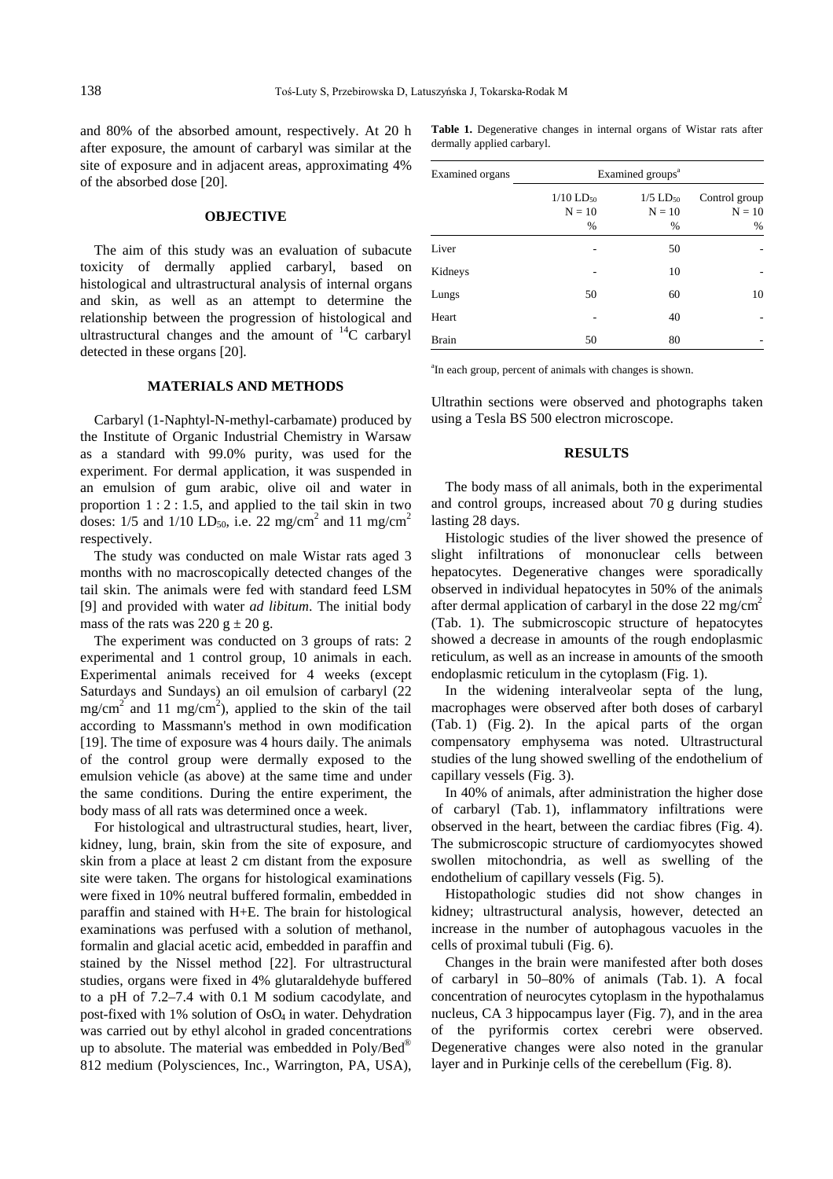and 80% of the absorbed amount, respectively. At 20 h after exposure, the amount of carbaryl was similar at the site of exposure and in adjacent areas, approximating 4% of the absorbed dose [20].

## OBJECTIVE

The aim of this study was an evaluation of subacute toxicity of dermally applied carbaryl, based on histological and ultrastructural analysis of internal organs and skin, as well as an attempt to determine the relationship between the progression of histological and ultrastructural changes and the amount of $^{14}C$ carbaryl detected in these organs [20].

## MATERIALS AND METHODS

Carbaryl (1-Naphtyl-N-methyl-carbamate) produced by the Institute of Organic Industrial Chemistry in Warsaw as a standard with 99.0% purity, was used for the experiment. For dermal application, it was suspended in an emulsion of gum arabic, olive oil and water in proportion 1 : 2 : 1.5, and applied to the tail skin in two doses: 1/5 and 1/10 $LD_{50}$, i.e. 22 mg/cm$^2$ and 11 mg/cm$^2$ respectively.

The study was conducted on male Wistar rats aged 3 months with no macroscopically detected changes of the tail skin. The animals were fed with standard feed LSM [9] and provided with water *ad libitum*. The initial body mass of the rats was 220 g ± 20 g.

The experiment was conducted on 3 groups of rats: 2 experimental and 1 control group, 10 animals in each. Experimental animals received for 4 weeks (except Saturdays and Sundays) an oil emulsion of carbaryl (22 mg/cm$^2$ and 11 mg/cm$^2$), applied to the skin of the tail according to Massmann's method in own modification [19]. The time of exposure was 4 hours daily. The animals of the control group were dermally exposed to the emulsion vehicle (as above) at the same time and under the same conditions. During the entire experiment, the body mass of all rats was determined once a week.

For histological and ultrastructural studies, heart, liver, kidney, lung, brain, skin from the site of exposure, and skin from a place at least 2 cm distant from the exposure site were taken. The organs for histological examinations were fixed in 10% neutral buffered formalin, embedded in paraffin and stained with H+E. The brain for histological examinations was perfused with a solution of methanol, formalin and glacial acetic acid, embedded in paraffin and stained by the Nissel method [22]. For ultrastructural studies, organs were fixed in 4% glutaraldehyde buffered to a pH of 7.2–7.4 with 0.1 M sodium cacodylate, and post-fixed with 1% solution of $OsO_4$ in water. Dehydration was carried out by ethyl alcohol in graded concentrations up to absolute. The material was embedded in Poly/Bed® 812 medium (Polysciences, Inc., Warrington, PA, USA),

**Table 1.** Degenerative changes in internal organs of Wistar rats after dermally applied carbaryl.

| Examined organs | Examined groups[a] | | |
|---|---|---|---|
| | 1/10 $LD_{50}$ N = 10 % | 1/5 $LD_{50}$ N = 10 % | Control group N = 10 % |
| Liver | - | 50 | - |
| Kidneys | - | 10 | - |
| Lungs | 50 | 60 | 10 |
| Heart | - | 40 | - |
| Brain | 50 | 80 | - |

[a]In each group, percent of animals with changes is shown.

Ultrathin sections were observed and photographs taken using a Tesla BS 500 electron microscope.

## RESULTS

The body mass of all animals, both in the experimental and control groups, increased about 70 g during studies lasting 28 days.

Histologic studies of the liver showed the presence of slight infiltrations of mononuclear cells between hepatocytes. Degenerative changes were sporadically observed in individual hepatocytes in 50% of the animals after dermal application of carbaryl in the dose 22 mg/cm$^2$ (Tab. 1). The submicroscopic structure of hepatocytes showed a decrease in amounts of the rough endoplasmic reticulum, as well as an increase in amounts of the smooth endoplasmic reticulum in the cytoplasm (Fig. 1).

In the widening interalveolar septa of the lung, macrophages were observed after both doses of carbaryl (Tab. 1) (Fig. 2). In the apical parts of the organ compensatory emphysema was noted. Ultrastructural studies of the lung showed swelling of the endothelium of capillary vessels (Fig. 3).

In 40% of animals, after administration the higher dose of carbaryl (Tab. 1), inflammatory infiltrations were observed in the heart, between the cardiac fibres (Fig. 4). The submicroscopic structure of cardiomyocytes showed swollen mitochondria, as well as swelling of the endothelium of capillary vessels (Fig. 5).

Histopathologic studies did not show changes in kidney; ultrastructural analysis, however, detected an increase in the number of autophagous vacuoles in the cells of proximal tubuli (Fig. 6).

Changes in the brain were manifested after both doses of carbaryl in 50–80% of animals (Tab. 1). A focal concentration of neurocytes cytoplasm in the hypothalamus nucleus, CA 3 hippocampus layer (Fig. 7), and in the area of the pyriformis cortex cerebri were observed. Degenerative changes were also noted in the granular layer and in Purkinje cells of the cerebellum (Fig. 8).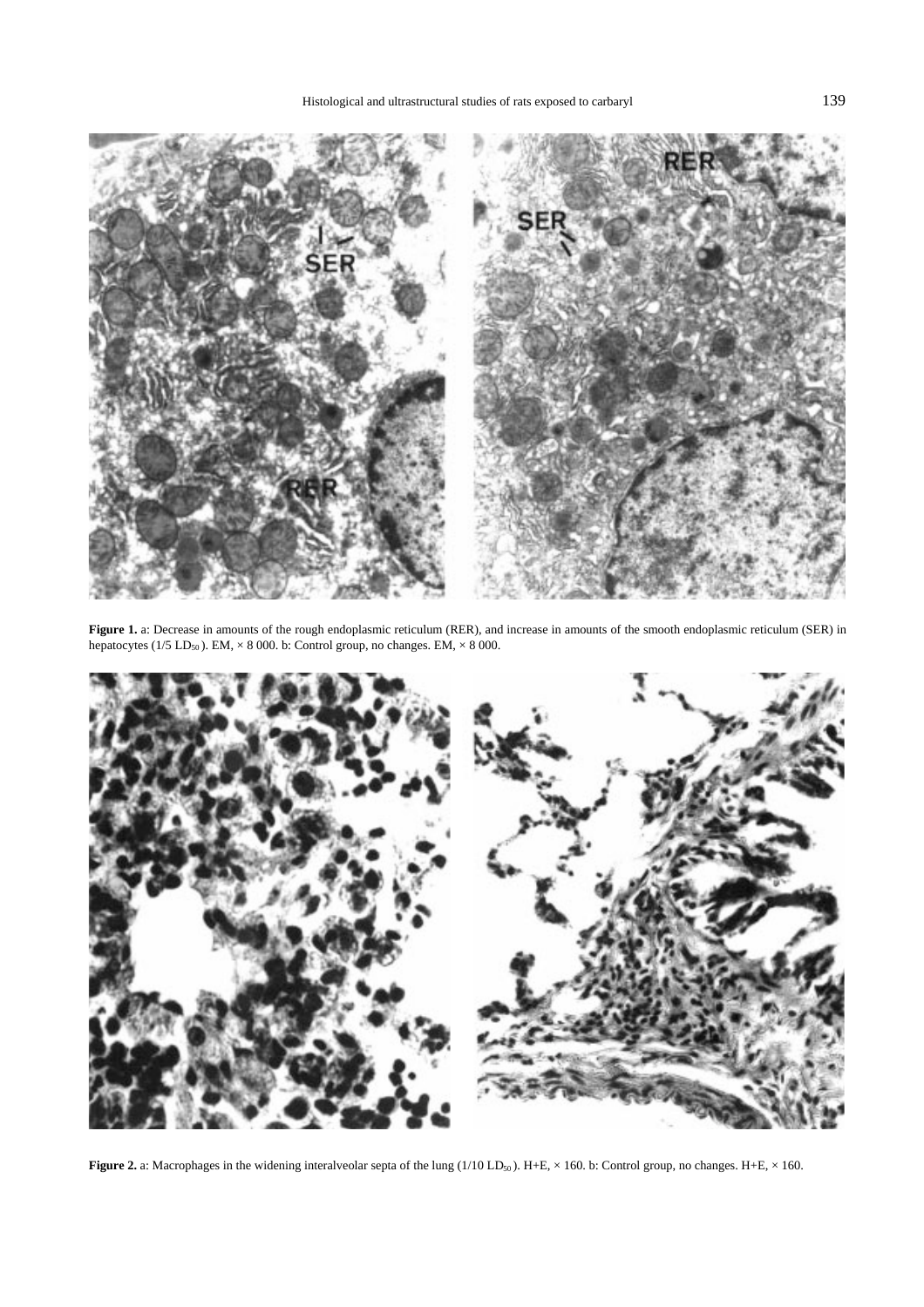**Figure 1.** a: Decrease in amounts of the rough endoplasmic reticulum (RER), and increase in amounts of the smooth endoplasmic reticulum (SER) in hepatocytes (1/5 $LD_{50}$). EM, × 8 000. b: Control group, no changes. EM, × 8 000.

**Figure 2.** a: Macrophages in the widening interalveolar septa of the lung (1/10 $LD_{50}$). H+E, × 160. b: Control group, no changes. H+E, × 160.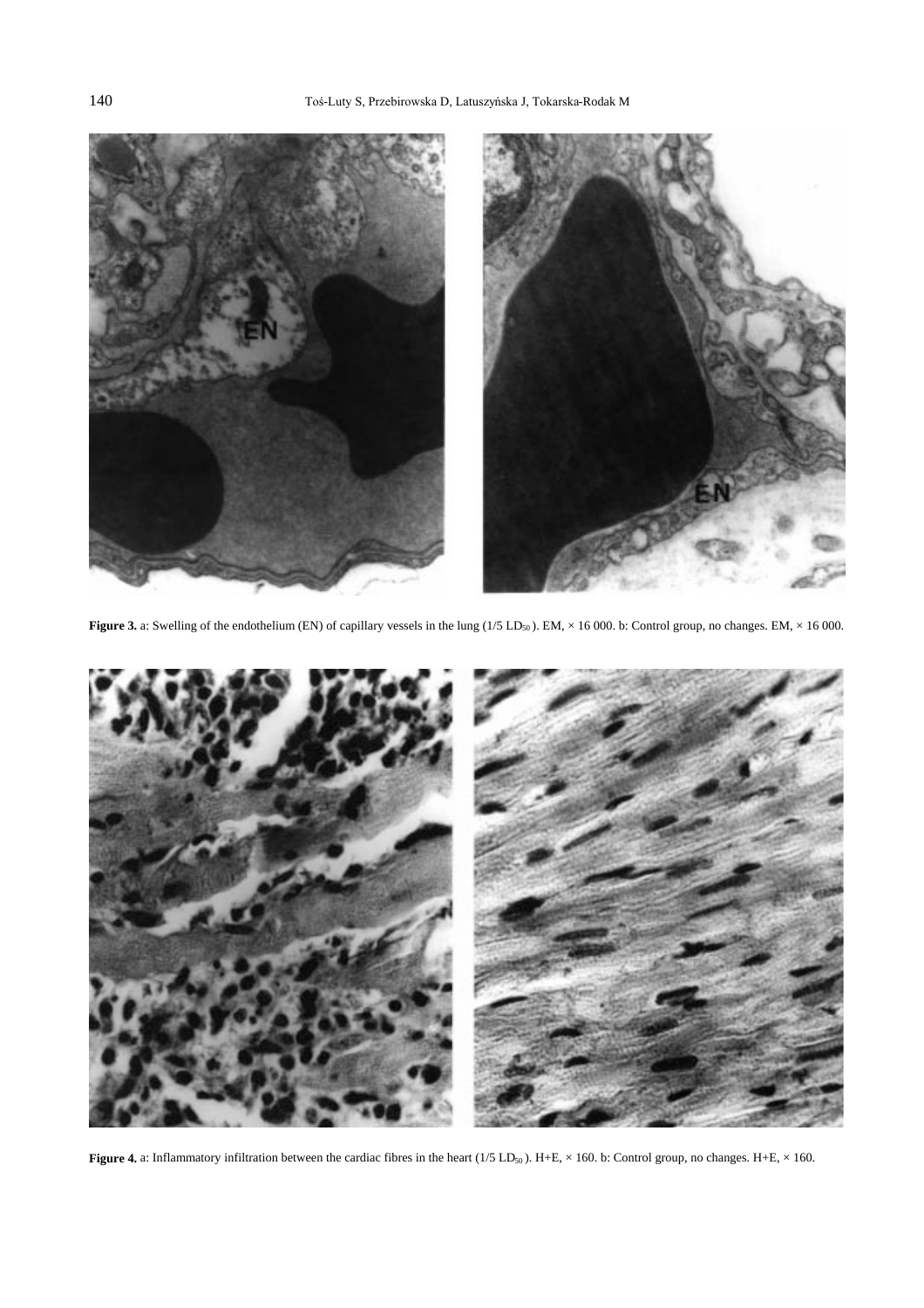**Figure 3.** a: Swelling of the endothelium (EN) of capillary vessels in the lung (1/5 $LD_{50}$). EM, × 16 000. b: Control group, no changes. EM, × 16 000.

**Figure 4.** a: Inflammatory infiltration between the cardiac fibres in the heart (1/5 $LD_{50}$). H+E, × 160. b: Control group, no changes. H+E, × 160.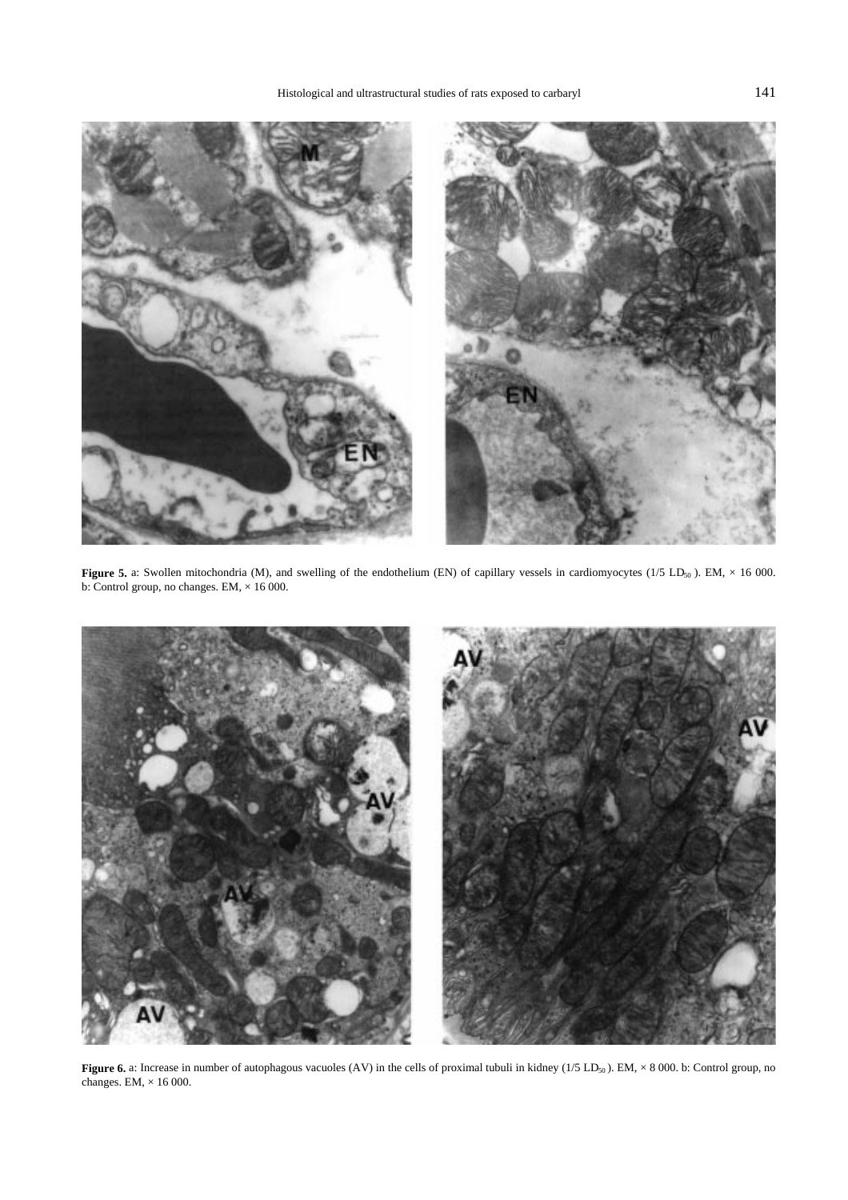**Figure 5.** a: Swollen mitochondria (M), and swelling of the endothelium (EN) of capillary vessels in cardiomyocytes (1/5 $LD_{50}$ ). EM, × 16 000. b: Control group, no changes. EM, × 16 000.

**Figure 6.** a: Increase in number of autophagous vacuoles (AV) in the cells of proximal tubuli in kidney (1/5 $LD_{50}$ ). EM, × 8 000. b: Control group, no changes. EM, × 16 000.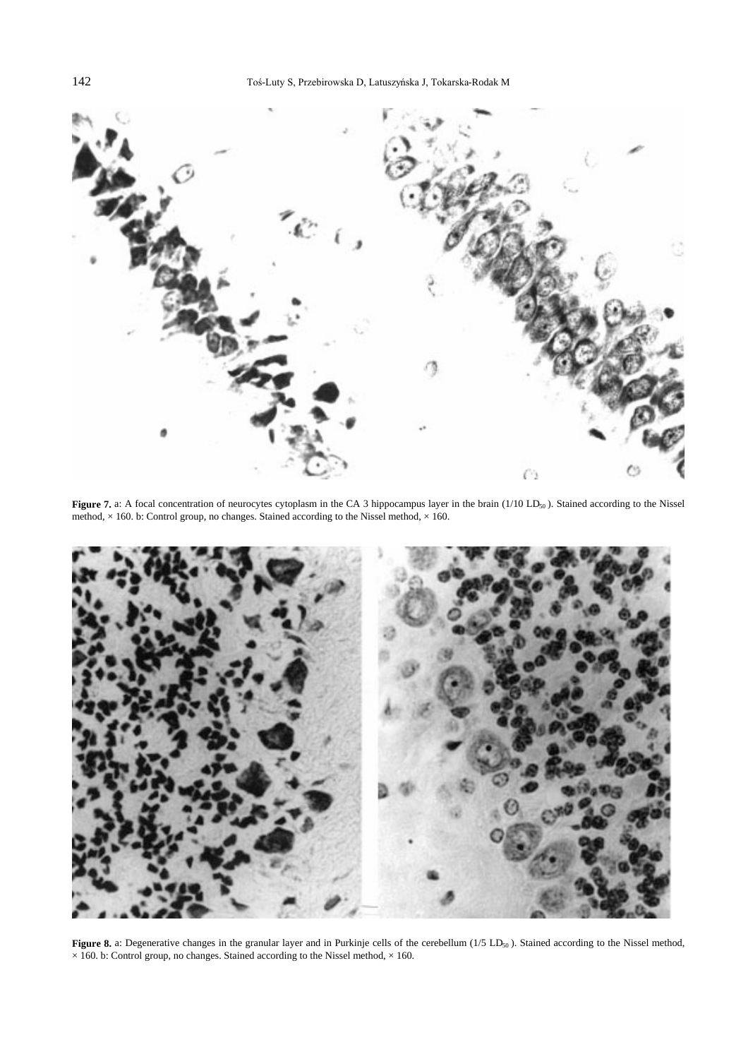**Figure 7.** a: A focal concentration of neurocytes cytoplasm in the CA 3 hippocampus layer in the brain (1/10 $LD_{50}$ ). Stained according to the Nissel method, × 160. b: Control group, no changes. Stained according to the Nissel method, × 160.

**Figure 8.** a: Degenerative changes in the granular layer and in Purkinje cells of the cerebellum (1/5 $LD_{50}$ ). Stained according to the Nissel method, × 160. b: Control group, no changes. Stained according to the Nissel method, × 160.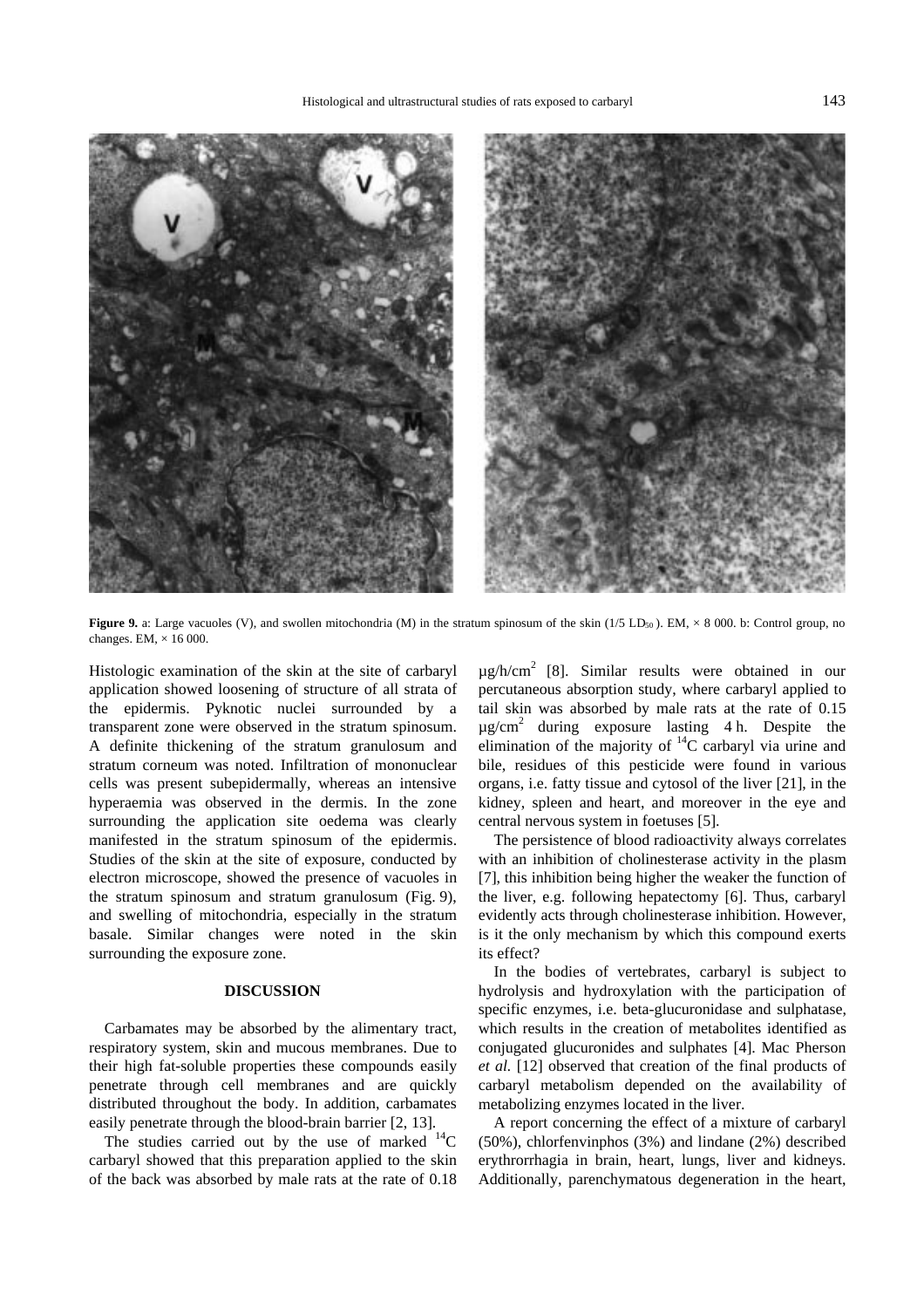**Figure 9.** a: Large vacuoles (V), and swollen mitochondria (M) in the stratum spinosum of the skin (1/5 $LD_{50}$ ). EM, × 8 000. b: Control group, no changes. EM, × 16 000.

Histologic examination of the skin at the site of carbaryl application showed loosening of structure of all strata of the epidermis. Pyknotic nuclei surrounded by a transparent zone were observed in the stratum spinosum. A definite thickening of the stratum granulosum and stratum corneum was noted. Infiltration of mononuclear cells was present subepidermally, whereas an intensive hyperaemia was observed in the dermis. In the zone surrounding the application site oedema was clearly manifested in the stratum spinosum of the epidermis. Studies of the skin at the site of exposure, conducted by electron microscope, showed the presence of vacuoles in the stratum spinosum and stratum granulosum (Fig. 9), and swelling of mitochondria, especially in the stratum basale. Similar changes were noted in the skin surrounding the exposure zone.

## DISCUSSION

Carbamates may be absorbed by the alimentary tract, respiratory system, skin and mucous membranes. Due to their high fat-soluble properties these compounds easily penetrate through cell membranes and are quickly distributed throughout the body. In addition, carbamates easily penetrate through the blood-brain barrier [2, 13].

The studies carried out by the use of marked $^{14}C$ carbaryl showed that this preparation applied to the skin of the back was absorbed by male rats at the rate of 0.18 $\mu g/h/cm^2$ [8]. Similar results were obtained in our percutaneous absorption study, where carbaryl applied to tail skin was absorbed by male rats at the rate of 0.15 $\mu g/cm^2$ during exposure lasting 4 h. Despite the elimination of the majority of $^{14}C$ carbaryl via urine and bile, residues of this pesticide were found in various organs, i.e. fatty tissue and cytosol of the liver [21], in the kidney, spleen and heart, and moreover in the eye and central nervous system in foetuses [5].

The persistence of blood radioactivity always correlates with an inhibition of cholinesterase activity in the plasm [7], this inhibition being higher the weaker the function of the liver, e.g. following hepatectomy [6]. Thus, carbaryl evidently acts through cholinesterase inhibition. However, is it the only mechanism by which this compound exerts its effect?

In the bodies of vertebrates, carbaryl is subject to hydrolysis and hydroxylation with the participation of specific enzymes, i.e. beta-glucuronidase and sulphatase, which results in the creation of metabolites identified as conjugated glucuronides and sulphates [4]. Mac Pherson *et al.* [12] observed that creation of the final products of carbaryl metabolism depended on the availability of metabolizing enzymes located in the liver.

A report concerning the effect of a mixture of carbaryl (50%), chlorfenvinphos (3%) and lindane (2%) described erythrorrhagia in brain, heart, lungs, liver and kidneys. Additionally, parenchymatous degeneration in the heart,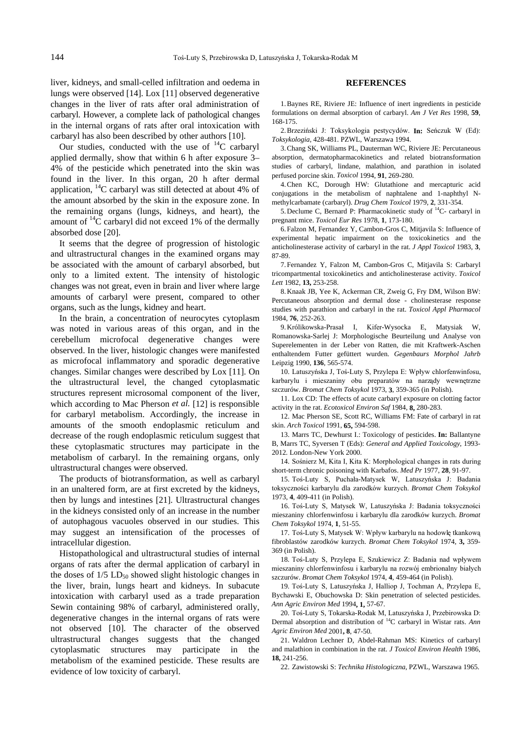liver, kidneys, and small-celled infiltration and oedema in lungs were observed [14]. Lox [11] observed degenerative changes in the liver of rats after oral administration of carbaryl. However, a complete lack of pathological changes in the internal organs of rats after oral intoxication with carbaryl has also been described by other authors [10].

Our studies, conducted with the use of $^{14}C$ carbaryl applied dermally, show that within 6 h after exposure 3–4% of the pesticide which penetrated into the skin was found in the liver. In this organ, 20 h after dermal application, $^{14}C$ carbaryl was still detected at about 4% of the amount absorbed by the skin in the exposure zone. In the remaining organs (lungs, kidneys, and heart), the amount of $^{14}C$ carbaryl did not exceed 1% of the dermally absorbed dose [20].

It seems that the degree of progression of histologic and ultrastructural changes in the examined organs may be associated with the amount of carbaryl absorbed, but only to a limited extent. The intensity of histologic changes was not great, even in brain and liver where large amounts of carbaryl were present, compared to other organs, such as the lungs, kidney and heart.

In the brain, a concentration of neurocytes cytoplasm was noted in various areas of this organ, and in the cerebellum microfocal degenerative changes were observed. In the liver, histologic changes were manifested as microfocal inflammatory and sporadic degenerative changes. Similar changes were described by Lox [11]. On the ultrastructural level, the changed cytoplasmatic structures represent microsomal component of the liver, which according to Mac Pherson *et al.* [12] is responsible for carbaryl metabolism. Accordingly, the increase in amounts of the smooth endoplasmic reticulum and decrease of the rough endoplasmic reticulum suggest that these cytoplasmatic structures may participate in the metabolism of carbaryl. In the remaining organs, only ultrastructural changes were observed.

The products of biotransformation, as well as carbaryl in an unaltered form, are at first excreted by the kidneys, then by lungs and intestines [21]. Ultrastructural changes in the kidneys consisted only of an increase in the number of autophagous vacuoles observed in our studies. This may suggest an intensification of the processes of intracellular digestion.

Histopathological and ultrastructural studies of internal organs of rats after the dermal application of carbaryl in the doses of 1/5 $LD_{50}$ showed slight histologic changes in the liver, brain, lungs heart and kidneys. In subacute intoxication with carbaryl used as a trade preparation Sewin containing 98% of carbaryl, administered orally, degenerative changes in the internal organs of rats were not observed [10]. The character of the observed ultrastructural changes suggests that the changed cytoplasmatic structures may participate in the metabolism of the examined pesticide. These results are evidence of low toxicity of carbaryl.

## REFERENCES

1. Baynes RE, Riviere JE: Influence of inert ingredients in pesticide formulations on dermal absorption of carbaryl. *Am J Vet Res* 1998, **59**, 168-175.
2. Brzeziński J: Toksykologia pestycydów. **In:** Seńczuk W (Ed): *Toksykologia,* 428-481. PZWL, Warszawa 1994.
3. Chang SK, Williams PL, Dauterman WC, Riviere JE: Percutaneous absorption, dermatopharmacokinetics and related biotransformation studies of carbaryl, lindane, malathion, and parathion in isolated perfused porcine skin. *Toxicol* 1994, **91**, 269-280.
4. Chen KC, Dorough HW: Glutathione and mercapturic acid conjugations in the metabolism of naphtalene and 1-naphthyl N-methylcarbamate (carbaryl). *Drug Chem Toxicol* 1979, **2**, 331-354.
5. Declume C, Bernard P: Pharmacokinetic study of $^{14}C$- carbaryl in pregnant mice. *Toxicol Eur Res* 1978, **1**, 173-180.
6. Falzon M, Fernandez Y, Cambon-Gros C, Mitjavila S: Influence of experimental hepatic impairment on the toxicokinetics and the anticholinesterase activity of carbaryl in the rat. *J Appl Toxicol* 1983, **3**, 87-89.
7. Fernandez Y, Falzon M, Cambon-Gros C, Mitjavila S: Carbaryl tricompartmental toxicokinetics and anticholinesterase activity. *Toxicol Lett* 1982, **13,** 253-258.
8. Knaak JB, Yee K, Ackerman CR, Zweig G, Fry DM, Wilson BW: Percutaneous absorption and dermal dose - cholinesterase response studies with parathion and carbaryl in the rat. *Toxicol Appl Pharmacol* 1984, **76**, 252-263.
9. Królikowska-Prasał I, Kifer-Wysocka E, Matysiak W, Romanowska-Sarlej J: Morphologische Beurteilung und Analyse von Superelementen in der Leber von Ratten, die mit Kraftwerk-Aschen enthaltendem Futter gefüttert wurden. *Gegenbaurs Morphol Jahrb* Leipzig 1990, **136**, 565-574.
10. Latuszyńska J, Toś-Luty S, Przylepa E: Wpływ chlorfenwinfosu, karbarylu i mieszaniny obu preparatów na narządy wewnętrzne szczurów. *Bromat Chem Toksykol* 1973, **3**, 359-365 (in Polish).
11. Lox CD: The effects of acute carbaryl exposure on clotting factor activity in the rat. *Ecotoxicol Environ Saf* 1984, **8,** 280-283.
12. Mac Pherson SE, Scott RC, Williams FM: Fate of carbaryl in rat skin. *Arch Toxicol* 1991, **65,** 594-598.
13. Marrs TC, Dewhurst I.: Toxicology of pesticides. **In:** Ballantyne B, Marrs TC, Syversen T (Eds): *General and Applied Toxicology*, 1993-2012. London-New York 2000.
14. Sośnierz M, Kita I, Kita K: Morphological changes in rats during short-term chronic poisoning with Karbafos. *Med Pr* 1977, **28**, 91-97.
15. Toś-Luty S, Puchała-Matysek W, Latuszyńska J: Badania toksyczności karbarylu dla zarodków kurzych. *Bromat Chem Toksykol* 1973, **4**, 409-411 (in Polish).
16. Toś-Luty S, Matysek W, Latuszyńska J: Badania toksyczności mieszaniny chlorfenwinfosu i karbarylu dla zarodków kurzych. *Bromat Chem Toksykol* 1974, **1**, 51-55.
17. Toś-Luty S, Matysek W: Wpływ karbarylu na hodowlę tkankową fibroblastów zarodków kurzych. *Bromat Chem Toksykol* 1974, **3,** 359-369 (in Polish).
18. Toś-Luty S, Przylepa E, Szukiewicz Z: Badania nad wpływem mieszaniny chlorfenwinfosu i karbarylu na rozwój embrionalny białych szczurów. *Bromat Chem Toksykol* 1974, **4**, 459-464 (in Polish).
19. Toś-Luty S, Latuszyńska J, Halliop J, Tochman A, Przylepa E, Bychawski E, Obuchowska D: Skin penetration of selected pesticides. *Ann Agric Environ Med* 1994**, 1,** 57-67.
20. Toś-Luty S, Tokarska-Rodak M, Latuszyńska J, Przebirowska D: Dermal absorption and distribution of $^{14}C$ carbaryl in Wistar rats. *Ann Agric Environ Med* 2001**, 8**, 47-50.
21. Waldron Lechner D, Abdel-Rahman MS: Kinetics of carbaryl and malathion in combination in the rat. *J Toxicol Environ Health* 1986, **18,** 241-256.
22. Zawistowski S: *Technika Histologiczna,* PZWL, Warszawa 1965.